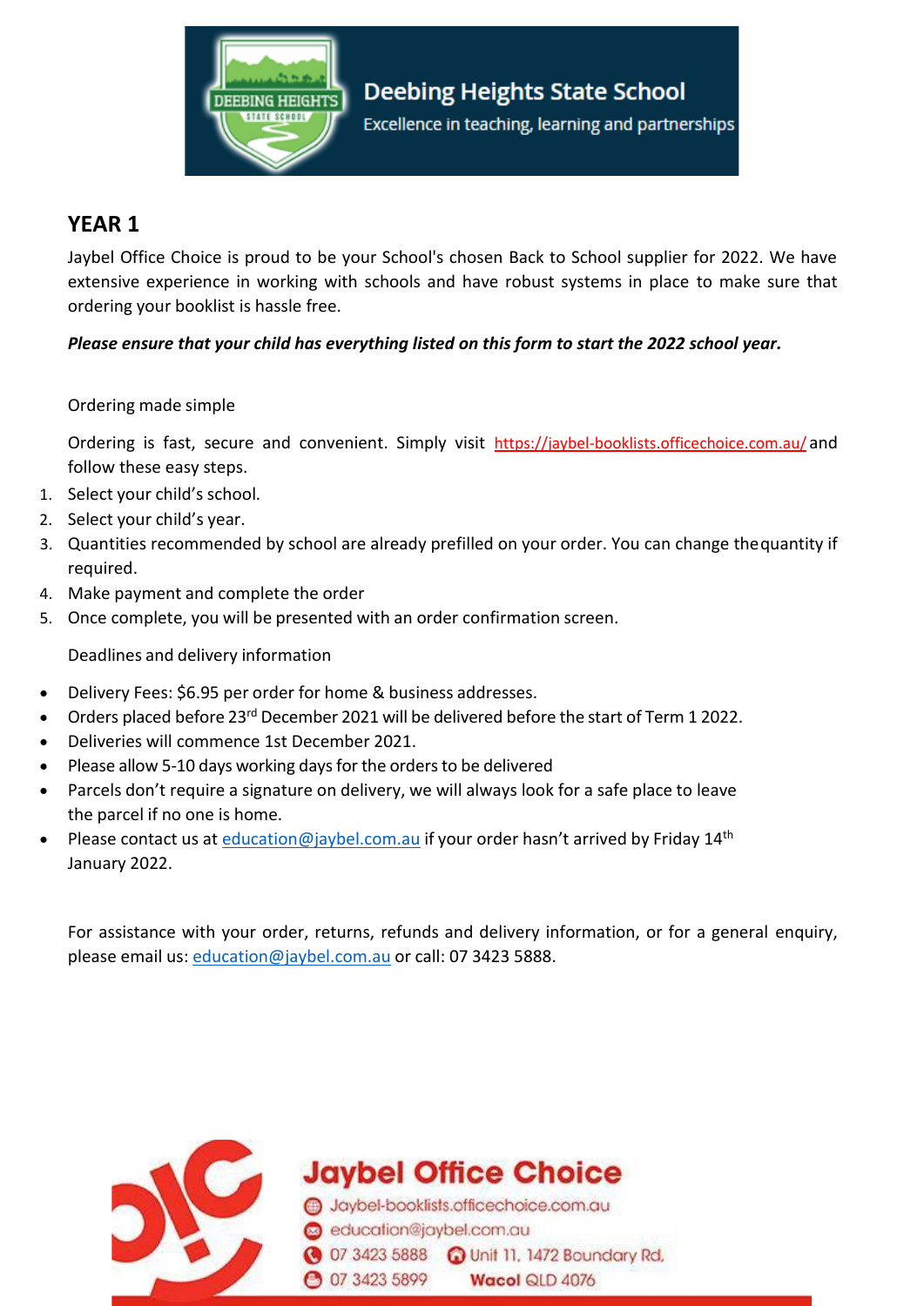Deebing Heights State School

Excellence in teaching, learning and partnerships

## YEAR 1

Jaybel Office Choice is proud to be your School's chosen Back to School supplier for 2022. We have extensive experience in working with schools and have robust systems in place to make sure that ordering your booklist is hassle free.

***Please ensure that your child has everything listed on this form to start the 2022 school year.***

Ordering made simple

Ordering is fast, secure and convenient. Simply visit https://jaybel-booklists.officechoice.com.au/ and follow these easy steps.

1. Select your child's school.
2. Select your child's year.
3. Quantities recommended by school are already prefilled on your order. You can change the quantity if required.
4. Make payment and complete the order
5. Once complete, you will be presented with an order confirmation screen.

Deadlines and delivery information

- Delivery Fees: $6.95 per order for home & business addresses.
- Orders placed before 23rd December 2021 will be delivered before the start of Term 1 2022.
- Deliveries will commence 1st December 2021.
- Please allow 5-10 days working days for the orders to be delivered
- Parcels don't require a signature on delivery, we will always look for a safe place to leave the parcel if no one is home.
- Please contact us at education@jaybel.com.au if your order hasn't arrived by Friday 14th January 2022.

For assistance with your order, returns, refunds and delivery information, or for a general enquiry, please email us: education@jaybel.com.au or call: 07 3423 5888.

**Jaybel Office Choice**

Jaybel-booklists.officechoice.com.au
education@jaybel.com.au
07 3423 5888 Unit 11, 1472 Boundary Rd,
07 3423 5899 **Wacol** QLD 4076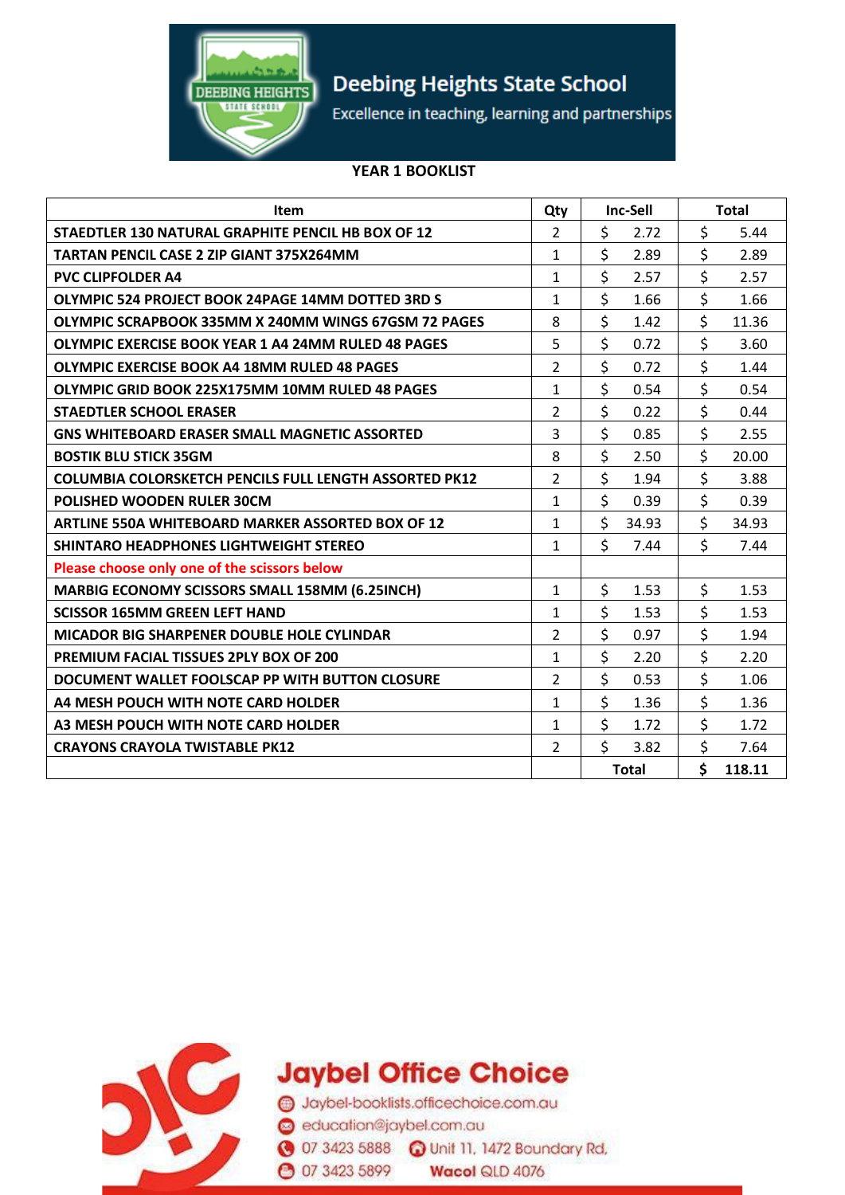Deebing Heights State School

Excellence in teaching, learning and partnerships

**YEAR 1 BOOKLIST**

| Item | Qty | Inc-Sell | Total |
|---|---|---|---|
| STAEDTLER 130 NATURAL GRAPHITE PENCIL HB BOX OF 12 | 2 | $ 2.72 | $ 5.44 |
| TARTAN PENCIL CASE 2 ZIP GIANT 375X264MM | 1 | $ 2.89 | $ 2.89 |
| PVC CLIPFOLDER A4 | 1 | $ 2.57 | $ 2.57 |
| OLYMPIC 524 PROJECT BOOK 24PAGE 14MM DOTTED 3RD S | 1 | $ 1.66 | $ 1.66 |
| OLYMPIC SCRAPBOOK 335MM X 240MM WINGS 67GSM 72 PAGES | 8 | $ 1.42 | $ 11.36 |
| OLYMPIC EXERCISE BOOK YEAR 1 A4 24MM RULED 48 PAGES | 5 | $ 0.72 | $ 3.60 |
| OLYMPIC EXERCISE BOOK A4 18MM RULED 48 PAGES | 2 | $ 0.72 | $ 1.44 |
| OLYMPIC GRID BOOK 225X175MM 10MM RULED 48 PAGES | 1 | $ 0.54 | $ 0.54 |
| STAEDTLER SCHOOL ERASER | 2 | $ 0.22 | $ 0.44 |
| GNS WHITEBOARD ERASER SMALL MAGNETIC ASSORTED | 3 | $ 0.85 | $ 2.55 |
| BOSTIK BLU STICK 35GM | 8 | $ 2.50 | $ 20.00 |
| COLUMBIA COLORSKETCH PENCILS FULL LENGTH ASSORTED PK12 | 2 | $ 1.94 | $ 3.88 |
| POLISHED WOODEN RULER 30CM | 1 | $ 0.39 | $ 0.39 |
| ARTLINE 550A WHITEBOARD MARKER ASSORTED BOX OF 12 | 1 | $ 34.93 | $ 34.93 |
| SHINTARO HEADPHONES LIGHTWEIGHT STEREO | 1 | $ 7.44 | $ 7.44 |
| Please choose only one of the scissors below | | | |
| MARBIG ECONOMY SCISSORS SMALL 158MM (6.25INCH) | 1 | $ 1.53 | $ 1.53 |
| SCISSOR 165MM GREEN LEFT HAND | 1 | $ 1.53 | $ 1.53 |
| MICADOR BIG SHARPENER DOUBLE HOLE CYLINDAR | 2 | $ 0.97 | $ 1.94 |
| PREMIUM FACIAL TISSUES 2PLY BOX OF 200 | 1 | $ 2.20 | $ 2.20 |
| DOCUMENT WALLET FOOLSCAP PP WITH BUTTON CLOSURE | 2 | $ 0.53 | $ 1.06 |
| A4 MESH POUCH WITH NOTE CARD HOLDER | 1 | $ 1.36 | $ 1.36 |
| A3 MESH POUCH WITH NOTE CARD HOLDER | 1 | $ 1.72 | $ 1.72 |
| CRAYONS CRAYOLA TWISTABLE PK12 | 2 | $ 3.82 | $ 7.64 |
| | | **Total** | **$ 118.11** |

**Jaybel Office Choice**

Jaybel-booklists.officechoice.com.au

education@jaybel.com.au

07 3423 5888 Unit 11, 1472 Boundary Rd,

07 3423 5899 **Wacol** QLD 4076